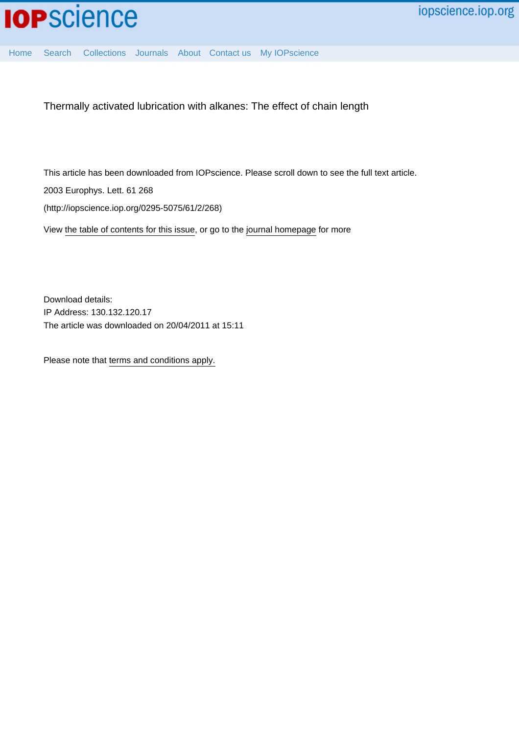Thermally activated lubrication with alkanes: The effect of chain length

This article has been downloaded from IOPscience. Please scroll down to see the full text article.

2003 Europhys. Lett. 61 268

(http://iopscience.iop.org/0295-5075/61/2/268)

View the table of contents for this issue, or go to the journal homepage for more

Download details:
IP Address: 130.132.120.17
The article was downloaded on 20/04/2011 at 15:11

Please note that terms and conditions apply.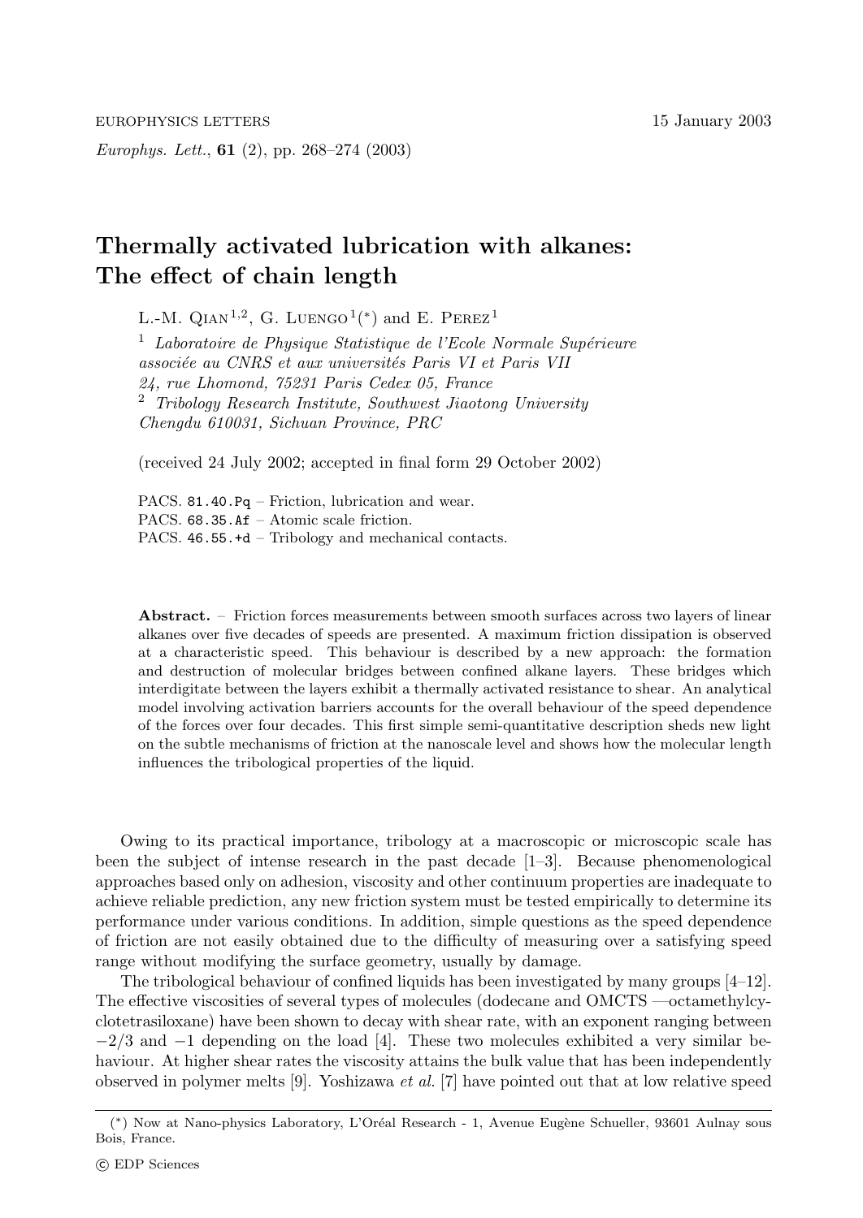# Thermally activated lubrication with alkanes: The effect of chain length

L.-M. Qian[1,2], G. Luengo[1](*) and E. Perez[1]

[1] *Laboratoire de Physique Statistique de l'Ecole Normale Supérieure associée au CNRS et aux universités Paris VI et Paris VII 24, rue Lhomond, 75231 Paris Cedex 05, France*

[2] *Tribology Research Institute, Southwest Jiaotong University Chengdu 610031, Sichuan Province, PRC*

(received 24 July 2002; accepted in final form 29 October 2002)

PACS. 81.40.Pq – Friction, lubrication and wear.
PACS. 68.35.Af – Atomic scale friction.
PACS. 46.55.+d – Tribology and mechanical contacts.

**Abstract.** – Friction forces measurements between smooth surfaces across two layers of linear alkanes over five decades of speeds are presented. A maximum friction dissipation is observed at a characteristic speed. This behaviour is described by a new approach: the formation and destruction of molecular bridges between confined alkane layers. These bridges which interdigitate between the layers exhibit a thermally activated resistance to shear. An analytical model involving activation barriers accounts for the overall behaviour of the speed dependence of the forces over four decades. This first simple semi-quantitative description sheds new light on the subtle mechanisms of friction at the nanoscale level and shows how the molecular length influences the tribological properties of the liquid.

Owing to its practical importance, tribology at a macroscopic or microscopic scale has been the subject of intense research in the past decade [1–3]. Because phenomenological approaches based only on adhesion, viscosity and other continuum properties are inadequate to achieve reliable prediction, any new friction system must be tested empirically to determine its performance under various conditions. In addition, simple questions as the speed dependence of friction are not easily obtained due to the difficulty of measuring over a satisfying speed range without modifying the surface geometry, usually by damage.

The tribological behaviour of confined liquids has been investigated by many groups [4–12]. The effective viscosities of several types of molecules (dodecane and OMCTS —octamethylcyclotetrasiloxane) have been shown to decay with shear rate, with an exponent ranging between $-2/3$ and $-1$ depending on the load [4]. These two molecules exhibited a very similar behaviour. At higher shear rates the viscosity attains the bulk value that has been independently observed in polymer melts [9]. Yoshizawa *et al.* [7] have pointed out that at low relative speed

(*) Now at Nano-physics Laboratory, L'Oréal Research - 1, Avenue Eugène Schueller, 93601 Aulnay sous Bois, France.

© EDP Sciences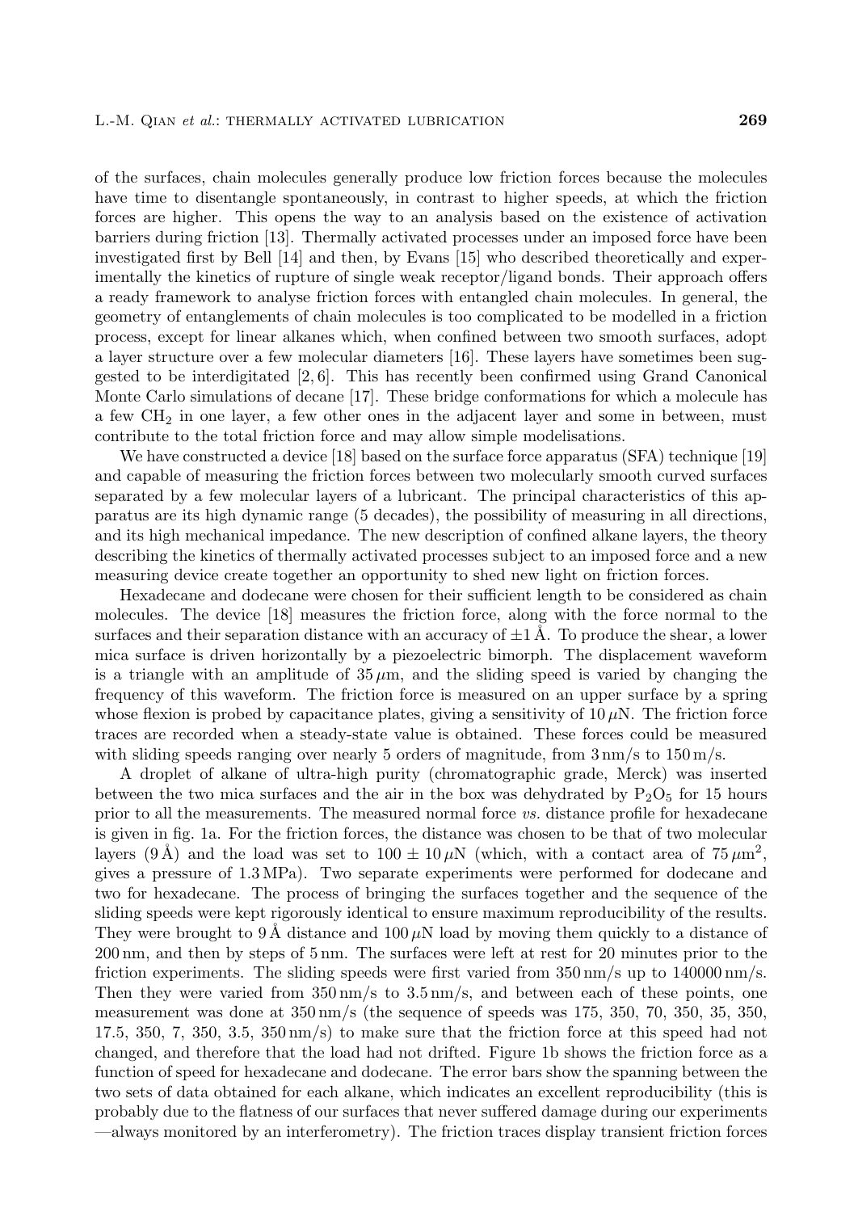of the surfaces, chain molecules generally produce low friction forces because the molecules have time to disentangle spontaneously, in contrast to higher speeds, at which the friction forces are higher. This opens the way to an analysis based on the existence of activation barriers during friction [13]. Thermally activated processes under an imposed force have been investigated first by Bell [14] and then, by Evans [15] who described theoretically and experimentally the kinetics of rupture of single weak receptor/ligand bonds. Their approach offers a ready framework to analyse friction forces with entangled chain molecules. In general, the geometry of entanglements of chain molecules is too complicated to be modelled in a friction process, except for linear alkanes which, when confined between two smooth surfaces, adopt a layer structure over a few molecular diameters [16]. These layers have sometimes been suggested to be interdigitated [2, 6]. This has recently been confirmed using Grand Canonical Monte Carlo simulations of decane [17]. These bridge conformations for which a molecule has a few $CH_2$ in one layer, a few other ones in the adjacent layer and some in between, must contribute to the total friction force and may allow simple modelisations.

We have constructed a device [18] based on the surface force apparatus (SFA) technique [19] and capable of measuring the friction forces between two molecularly smooth curved surfaces separated by a few molecular layers of a lubricant. The principal characteristics of this apparatus are its high dynamic range (5 decades), the possibility of measuring in all directions, and its high mechanical impedance. The new description of confined alkane layers, the theory describing the kinetics of thermally activated processes subject to an imposed force and a new measuring device create together an opportunity to shed new light on friction forces.

Hexadecane and dodecane were chosen for their sufficient length to be considered as chain molecules. The device [18] measures the friction force, along with the force normal to the surfaces and their separation distance with an accuracy of $\pm 1$ Å. To produce the shear, a lower mica surface is driven horizontally by a piezoelectric bimorph. The displacement waveform is a triangle with an amplitude of $35\,\mu$m, and the sliding speed is varied by changing the frequency of this waveform. The friction force is measured on an upper surface by a spring whose flexion is probed by capacitance plates, giving a sensitivity of $10\,\mu$N. The friction force traces are recorded when a steady-state value is obtained. These forces could be measured with sliding speeds ranging over nearly 5 orders of magnitude, from 3 nm/s to 150 m/s.

A droplet of alkane of ultra-high purity (chromatographic grade, Merck) was inserted between the two mica surfaces and the air in the box was dehydrated by $P_2O_5$ for 15 hours prior to all the measurements. The measured normal force *vs.* distance profile for hexadecane is given in fig. 1a. For the friction forces, the distance was chosen to be that of two molecular layers (9 Å) and the load was set to $100 \pm 10\,\mu$N (which, with a contact area of $75\,\mu\text{m}^2$, gives a pressure of 1.3 MPa). Two separate experiments were performed for dodecane and two for hexadecane. The process of bringing the surfaces together and the sequence of the sliding speeds were kept rigorously identical to ensure maximum reproducibility of the results. They were brought to 9 Å distance and $100\,\mu$N load by moving them quickly to a distance of 200 nm, and then by steps of 5 nm. The surfaces were left at rest for 20 minutes prior to the friction experiments. The sliding speeds were first varied from 350 nm/s up to 140000 nm/s. Then they were varied from 350 nm/s to 3.5 nm/s, and between each of these points, one measurement was done at 350 nm/s (the sequence of speeds was 175, 350, 70, 350, 35, 350, 17.5, 350, 7, 350, 3.5, 350 nm/s) to make sure that the friction force at this speed had not changed, and therefore that the load had not drifted. Figure 1b shows the friction force as a function of speed for hexadecane and dodecane. The error bars show the spanning between the two sets of data obtained for each alkane, which indicates an excellent reproducibility (this is probably due to the flatness of our surfaces that never suffered damage during our experiments —always monitored by an interferometry). The friction traces display transient friction forces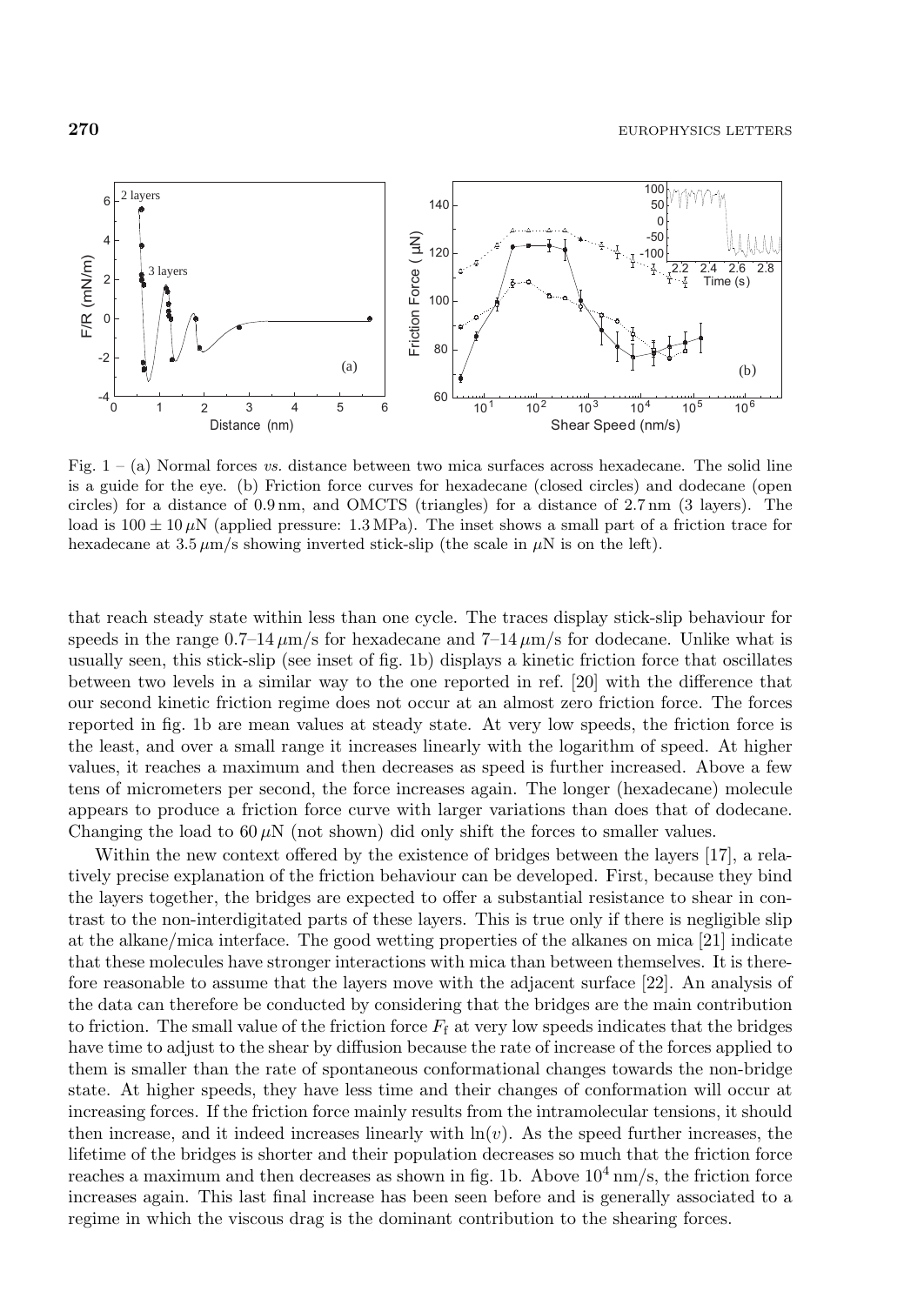Fig. 1 – (a) Normal forces *vs.* distance between two mica surfaces across hexadecane. The solid line is a guide for the eye. (b) Friction force curves for hexadecane (closed circles) and dodecane (open circles) for a distance of 0.9 nm, and OMCTS (triangles) for a distance of 2.7 nm (3 layers). The load is $100 \pm 10\,\mu$N (applied pressure: 1.3 MPa). The inset shows a small part of a friction trace for hexadecane at $3.5\,\mu$m/s showing inverted stick-slip (the scale in $\mu$N is on the left).

that reach steady state within less than one cycle. The traces display stick-slip behaviour for speeds in the range 0.7–14 $\mu$m/s for hexadecane and 7–14 $\mu$m/s for dodecane. Unlike what is usually seen, this stick-slip (see inset of fig. 1b) displays a kinetic friction force that oscillates between two levels in a similar way to the one reported in ref. [20] with the difference that our second kinetic friction regime does not occur at an almost zero friction force. The forces reported in fig. 1b are mean values at steady state. At very low speeds, the friction force is the least, and over a small range it increases linearly with the logarithm of speed. At higher values, it reaches a maximum and then decreases as speed is further increased. Above a few tens of micrometers per second, the force increases again. The longer (hexadecane) molecule appears to produce a friction force curve with larger variations than does that of dodecane. Changing the load to $60\,\mu$N (not shown) did only shift the forces to smaller values.

Within the new context offered by the existence of bridges between the layers [17], a relatively precise explanation of the friction behaviour can be developed. First, because they bind the layers together, the bridges are expected to offer a substantial resistance to shear in contrast to the non-interdigitated parts of these layers. This is true only if there is negligible slip at the alkane/mica interface. The good wetting properties of the alkanes on mica [21] indicate that these molecules have stronger interactions with mica than between themselves. It is therefore reasonable to assume that the layers move with the adjacent surface [22]. An analysis of the data can therefore be conducted by considering that the bridges are the main contribution to friction. The small value of the friction force $F_\mathrm{f}$ at very low speeds indicates that the bridges have time to adjust to the shear by diffusion because the rate of increase of the forces applied to them is smaller than the rate of spontaneous conformational changes towards the non-bridge state. At higher speeds, they have less time and their changes of conformation will occur at increasing forces. If the friction force mainly results from the intramolecular tensions, it should then increase, and it indeed increases linearly with $\ln(v)$. As the speed further increases, the lifetime of the bridges is shorter and their population decreases so much that the friction force reaches a maximum and then decreases as shown in fig. 1b. Above $10^4$ nm/s, the friction force increases again. This last final increase has been seen before and is generally associated to a regime in which the viscous drag is the dominant contribution to the shearing forces.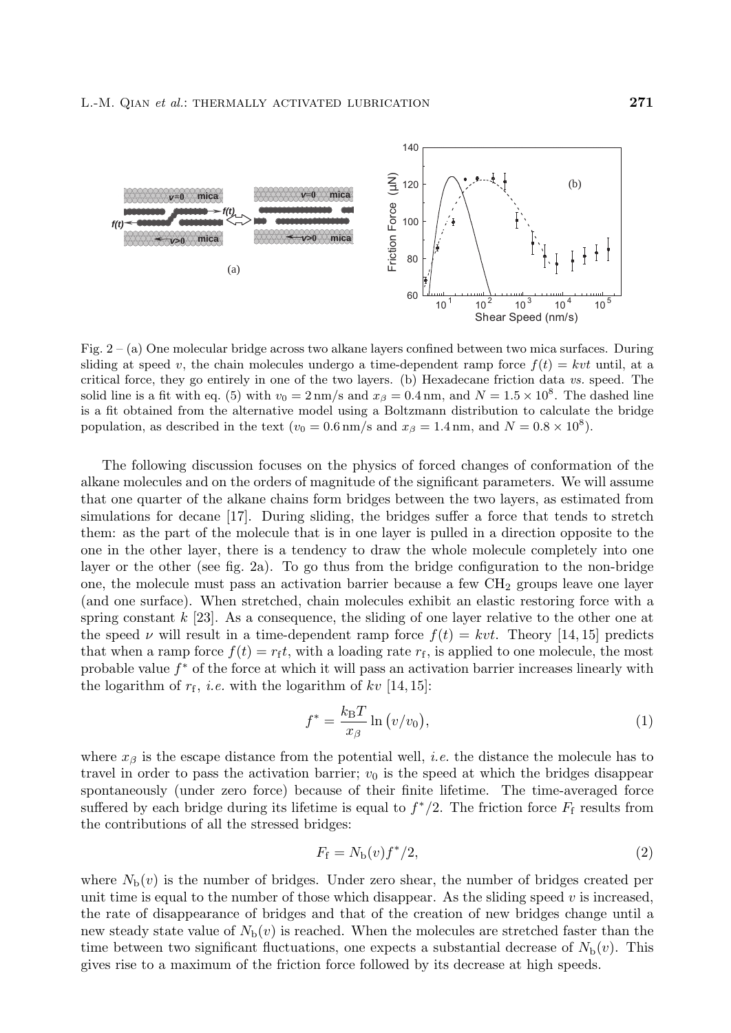Fig. 2 – (a) One molecular bridge across two alkane layers confined between two mica surfaces. During sliding at speed $v$, the chain molecules undergo a time-dependent ramp force $f(t) = kvt$ until, at a critical force, they go entirely in one of the two layers. (b) Hexadecane friction data *vs.* speed. The solid line is a fit with eq. (5) with $v_0 = 2\,\text{nm/s}$ and $x_\beta = 0.4\,\text{nm}$, and $N = 1.5 \times 10^8$. The dashed line is a fit obtained from the alternative model using a Boltzmann distribution to calculate the bridge population, as described in the text ($v_0 = 0.6\,\text{nm/s}$ and $x_\beta = 1.4\,\text{nm}$, and $N = 0.8 \times 10^8$).

The following discussion focuses on the physics of forced changes of conformation of the alkane molecules and on the orders of magnitude of the significant parameters. We will assume that one quarter of the alkane chains form bridges between the two layers, as estimated from simulations for decane [17]. During sliding, the bridges suffer a force that tends to stretch them: as the part of the molecule that is in one layer is pulled in a direction opposite to the one in the other layer, there is a tendency to draw the whole molecule completely into one layer or the other (see fig. 2a). To go thus from the bridge configuration to the non-bridge one, the molecule must pass an activation barrier because a few $CH_2$ groups leave one layer (and one surface). When stretched, chain molecules exhibit an elastic restoring force with a spring constant $k$ [23]. As a consequence, the sliding of one layer relative to the other one at the speed $\nu$ will result in a time-dependent ramp force $f(t) = kvt$. Theory [14, 15] predicts that when a ramp force $f(t) = r_\text{f}t$, with a loading rate $r_\text{f}$, is applied to one molecule, the most probable value $f^*$ of the force at which it will pass an activation barrier increases linearly with the logarithm of $r_\text{f}$, *i.e.* with the logarithm of $kv$ [14, 15]:

$$f^* = \frac{k_\text{B}T}{x_\beta} \ln\left(v/v_0\right), \tag{1}$$

where $x_\beta$ is the escape distance from the potential well, *i.e.* the distance the molecule has to travel in order to pass the activation barrier; $v_0$ is the speed at which the bridges disappear spontaneously (under zero force) because of their finite lifetime. The time-averaged force suffered by each bridge during its lifetime is equal to $f^*/2$. The friction force $F_\text{f}$ results from the contributions of all the stressed bridges:

$$F_\text{f} = N_\text{b}(v) f^*/2, \tag{2}$$

where $N_\text{b}(v)$ is the number of bridges. Under zero shear, the number of bridges created per unit time is equal to the number of those which disappear. As the sliding speed $v$ is increased, the rate of disappearance of bridges and that of the creation of new bridges change until a new steady state value of $N_\text{b}(v)$ is reached. When the molecules are stretched faster than the time between two significant fluctuations, one expects a substantial decrease of $N_\text{b}(v)$. This gives rise to a maximum of the friction force followed by its decrease at high speeds.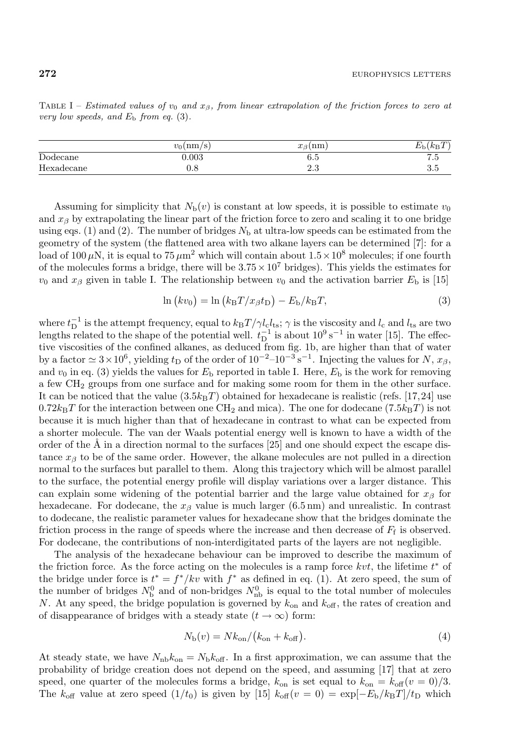Table I – *Estimated values of $v_0$ and $x_\beta$, from linear extrapolation of the friction forces to zero at very low speeds, and $E_b$ from eq. (3).*

| | $v_0$(nm/s) | $x_\beta$(nm) | $E_b$($k_BT$) |
|---|---|---|---|
| Dodecane | 0.003 | 6.5 | 7.5 |
| Hexadecane | 0.8 | 2.3 | 3.5 |

Assuming for simplicity that $N_b(v)$ is constant at low speeds, it is possible to estimate $v_0$ and $x_\beta$ by extrapolating the linear part of the friction force to zero and scaling it to one bridge using eqs. (1) and (2). The number of bridges $N_b$ at ultra-low speeds can be estimated from the geometry of the system (the flattened area with two alkane layers can be determined [7]: for a load of $100\,\mu$N, it is equal to $75\,\mu\text{m}^2$ which will contain about $1.5\times10^8$ molecules; if one fourth of the molecules forms a bridge, there will be $3.75\times10^7$ bridges). This yields the estimates for $v_0$ and $x_\beta$ given in table I. The relationship between $v_0$ and the activation barrier $E_b$ is [15]

$$\ln\left(kv_0\right) = \ln\left(k_BT/x_\beta t_D\right) - E_b/k_BT, \tag{3}$$

where $t_D^{-1}$ is the attempt frequency, equal to $k_BT/\gamma l_c l_{ts}$; $\gamma$ is the viscosity and $l_c$ and $l_{ts}$ are two lengths related to the shape of the potential well. $t_D^{-1}$ is about $10^9\,\text{s}^{-1}$ in water [15]. The effective viscosities of the confined alkanes, as deduced from fig. 1b, are higher than that of water by a factor $\simeq 3\times10^6$, yielding $t_D$ of the order of $10^{-2}$–$10^{-3}\,\text{s}^{-1}$. Injecting the values for $N$, $x_\beta$, and $v_0$ in eq. (3) yields the values for $E_b$ reported in table I. Here, $E_b$ is the work for removing a few $CH_2$ groups from one surface and for making some room for them in the other surface. It can be noticed that the value ($3.5k_BT$) obtained for hexadecane is realistic (refs. [17,24] use $0.72k_BT$ for the interaction between one $CH_2$ and mica). The one for dodecane ($7.5k_BT$) is not because it is much higher than that of hexadecane in contrast to what can be expected from a shorter molecule. The van der Waals potential energy well is known to have a width of the order of the Å in a direction normal to the surfaces [25] and one should expect the escape distance $x_\beta$ to be of the same order. However, the alkane molecules are not pulled in a direction normal to the surfaces but parallel to them. Along this trajectory which will be almost parallel to the surface, the potential energy profile will display variations over a larger distance. This can explain some widening of the potential barrier and the large value obtained for $x_\beta$ for hexadecane. For dodecane, the $x_\beta$ value is much larger (6.5 nm) and unrealistic. In contrast to dodecane, the realistic parameter values for hexadecane show that the bridges dominate the friction process in the range of speeds where the increase and then decrease of $F_f$ is observed. For dodecane, the contributions of non-interdigitated parts of the layers are not negligible.

The analysis of the hexadecane behaviour can be improved to describe the maximum of the friction force. As the force acting on the molecules is a ramp force $kvt$, the lifetime $t^*$ of the bridge under force is $t^* = f^*/kv$ with $f^*$ as defined in eq. (1). At zero speed, the sum of the number of bridges $N_b^0$ and of non-bridges $N_{nb}^0$ is equal to the total number of molecules $N$. At any speed, the bridge population is governed by $k_{on}$ and $k_{off}$, the rates of creation and of disappearance of bridges with a steady state ($t\to\infty$) form:

$$N_b(v) = Nk_{on}/\left(k_{on}+k_{off}\right). \tag{4}$$

At steady state, we have $N_{nb}k_{on} = N_bk_{off}$. In a first approximation, we can assume that the probability of bridge creation does not depend on the speed, and assuming [17] that at zero speed, one quarter of the molecules forms a bridge, $k_{on}$ is set equal to $k_{on} = k_{off}(v=0)/3$. The $k_{off}$ value at zero speed ($1/t_0$) is given by [15] $k_{off}(v=0) = \exp[-E_b/k_BT]/t_D$ which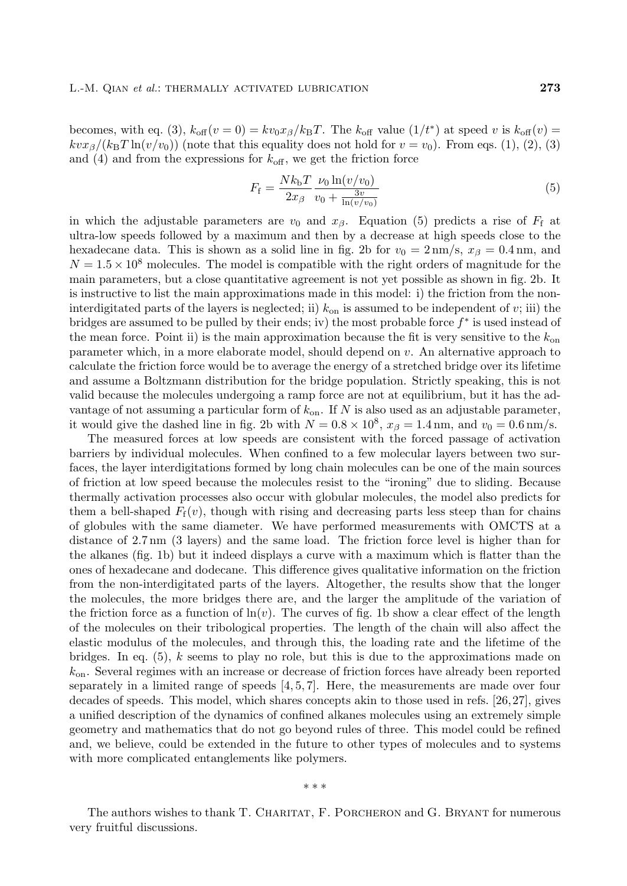becomes, with eq. (3), $k_{\text{off}}(v=0) = kv_0 x_\beta / k_\text{B} T$. The $k_{\text{off}}$ value $(1/t^*)$ at speed $v$ is $k_{\text{off}}(v) = kvx_\beta/(k_\text{B}T \ln(v/v_0))$ (note that this equality does not hold for $v = v_0$). From eqs. (1), (2), (3) and (4) and from the expressions for $k_{\text{off}}$, we get the friction force

$$F_\text{f} = \frac{Nk_\text{b}T}{2x_\beta} \frac{\nu_0 \ln(v/v_0)}{v_0 + \frac{3v}{\ln(v/v_0)}} \tag{5}$$

in which the adjustable parameters are $v_0$ and $x_\beta$. Equation (5) predicts a rise of $F_\text{f}$ at ultra-low speeds followed by a maximum and then by a decrease at high speeds close to the hexadecane data. This is shown as a solid line in fig. 2b for $v_0 = 2\,\text{nm/s}$, $x_\beta = 0.4\,\text{nm}$, and $N = 1.5 \times 10^8$ molecules. The model is compatible with the right orders of magnitude for the main parameters, but a close quantitative agreement is not yet possible as shown in fig. 2b. It is instructive to list the main approximations made in this model: i) the friction from the non-interdigitated parts of the layers is neglected; ii) $k_{\text{on}}$ is assumed to be independent of $v$; iii) the bridges are assumed to be pulled by their ends; iv) the most probable force $f^*$ is used instead of the mean force. Point ii) is the main approximation because the fit is very sensitive to the $k_{\text{on}}$ parameter which, in a more elaborate model, should depend on $v$. An alternative approach to calculate the friction force would be to average the energy of a stretched bridge over its lifetime and assume a Boltzmann distribution for the bridge population. Strictly speaking, this is not valid because the molecules undergoing a ramp force are not at equilibrium, but it has the advantage of not assuming a particular form of $k_{\text{on}}$. If $N$ is also used as an adjustable parameter, it would give the dashed line in fig. 2b with $N = 0.8 \times 10^8$, $x_\beta = 1.4\,\text{nm}$, and $v_0 = 0.6\,\text{nm/s}$.

The measured forces at low speeds are consistent with the forced passage of activation barriers by individual molecules. When confined to a few molecular layers between two surfaces, the layer interdigitations formed by long chain molecules can be one of the main sources of friction at low speed because the molecules resist to the "ironing" due to sliding. Because thermally activation processes also occur with globular molecules, the model also predicts for them a bell-shaped $F_\text{f}(v)$, though with rising and decreasing parts less steep than for chains of globules with the same diameter. We have performed measurements with OMCTS at a distance of 2.7 nm (3 layers) and the same load. The friction force level is higher than for the alkanes (fig. 1b) but it indeed displays a curve with a maximum which is flatter than the ones of hexadecane and dodecane. This difference gives qualitative information on the friction from the non-interdigitated parts of the layers. Altogether, the results show that the longer the molecules, the more bridges there are, and the larger the amplitude of the variation of the friction force as a function of $\ln(v)$. The curves of fig. 1b show a clear effect of the length of the molecules on their tribological properties. The length of the chain will also affect the elastic modulus of the molecules, and through this, the loading rate and the lifetime of the bridges. In eq. (5), $k$ seems to play no role, but this is due to the approximations made on $k_{\text{on}}$. Several regimes with an increase or decrease of friction forces have already been reported separately in a limited range of speeds [4, 5, 7]. Here, the measurements are made over four decades of speeds. This model, which shares concepts akin to those used in refs. [26, 27], gives a unified description of the dynamics of confined alkanes molecules using an extremely simple geometry and mathematics that do not go beyond rules of three. This model could be refined and, we believe, could be extended in the future to other types of molecules and to systems with more complicated entanglements like polymers.

\* \* \*

The authors wishes to thank T. Charitat, F. Porcheron and G. Bryant for numerous very fruitful discussions.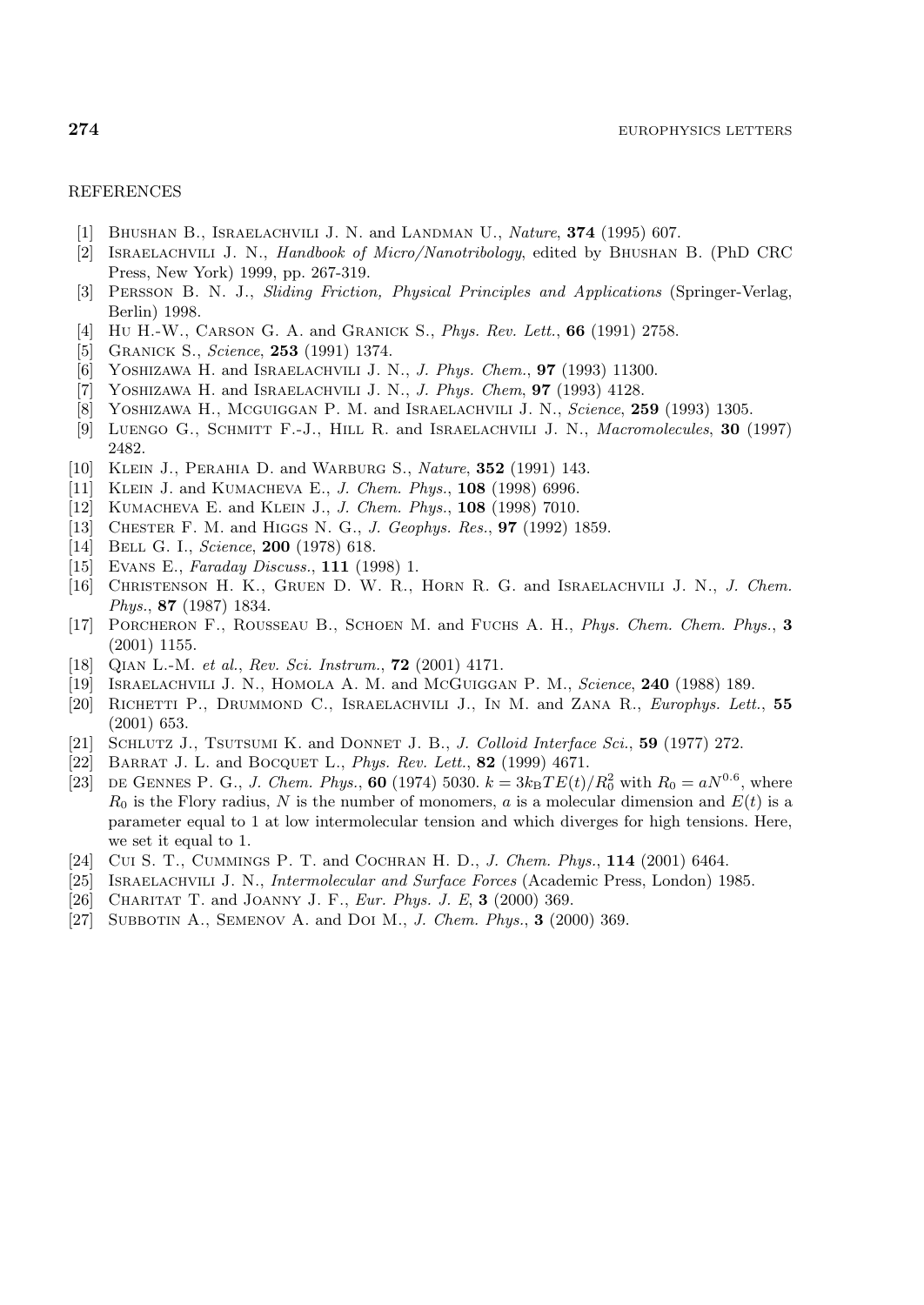## REFERENCES

[1] Bhushan B., Israelachvili J. N. and Landman U., *Nature*, **374** (1995) 607.

[2] Israelachvili J. N., *Handbook of Micro/Nanotribology*, edited by Bhushan B. (PhD CRC Press, New York) 1999, pp. 267-319.

[3] Persson B. N. J., *Sliding Friction, Physical Principles and Applications* (Springer-Verlag, Berlin) 1998.

[4] Hu H.-W., Carson G. A. and Granick S., *Phys. Rev. Lett.*, **66** (1991) 2758.

[5] Granick S., *Science*, **253** (1991) 1374.

[6] Yoshizawa H. and Israelachvili J. N., *J. Phys. Chem.*, **97** (1993) 11300.

[7] Yoshizawa H. and Israelachvili J. N., *J. Phys. Chem*, **97** (1993) 4128.

[8] Yoshizawa H., Mcguiggan P. M. and Israelachvili J. N., *Science*, **259** (1993) 1305.

[9] Luengo G., Schmitt F.-J., Hill R. and Israelachvili J. N., *Macromolecules*, **30** (1997) 2482.

[10] Klein J., Perahia D. and Warburg S., *Nature*, **352** (1991) 143.

[11] Klein J. and Kumacheva E., *J. Chem. Phys.*, **108** (1998) 6996.

[12] Kumacheva E. and Klein J., *J. Chem. Phys.*, **108** (1998) 7010.

[13] Chester F. M. and Higgs N. G., *J. Geophys. Res.*, **97** (1992) 1859.

[14] Bell G. I., *Science*, **200** (1978) 618.

[15] Evans E., *Faraday Discuss.*, **111** (1998) 1.

[16] Christenson H. K., Gruen D. W. R., Horn R. G. and Israelachvili J. N., *J. Chem. Phys.*, **87** (1987) 1834.

[17] Porcheron F., Rousseau B., Schoen M. and Fuchs A. H., *Phys. Chem. Chem. Phys.*, **3** (2001) 1155.

[18] Qian L.-M. *et al.*, *Rev. Sci. Instrum.*, **72** (2001) 4171.

[19] Israelachvili J. N., Homola A. M. and McGuiggan P. M., *Science*, **240** (1988) 189.

[20] Richetti P., Drummond C., Israelachvili J., In M. and Zana R., *Europhys. Lett.*, **55** (2001) 653.

[21] Schlutz J., Tsutsumi K. and Donnet J. B., *J. Colloid Interface Sci.*, **59** (1977) 272.

[22] Barrat J. L. and Bocquet L., *Phys. Rev. Lett.*, **82** (1999) 4671.

[23] de Gennes P. G., *J. Chem. Phys.*, **60** (1974) 5030. $k = 3k_{\rm B}TE(t)/R_0^2$ with $R_0 = aN^{0.6}$, where $R_0$ is the Flory radius, $N$ is the number of monomers, $a$ is a molecular dimension and $E(t)$ is a parameter equal to 1 at low intermolecular tension and which diverges for high tensions. Here, we set it equal to 1.

[24] Cui S. T., Cummings P. T. and Cochran H. D., *J. Chem. Phys.*, **114** (2001) 6464.

[25] Israelachvili J. N., *Intermolecular and Surface Forces* (Academic Press, London) 1985.

[26] Charitat T. and Joanny J. F., *Eur. Phys. J. E*, **3** (2000) 369.

[27] Subbotin A., Semenov A. and Doi M., *J. Chem. Phys.*, **3** (2000) 369.